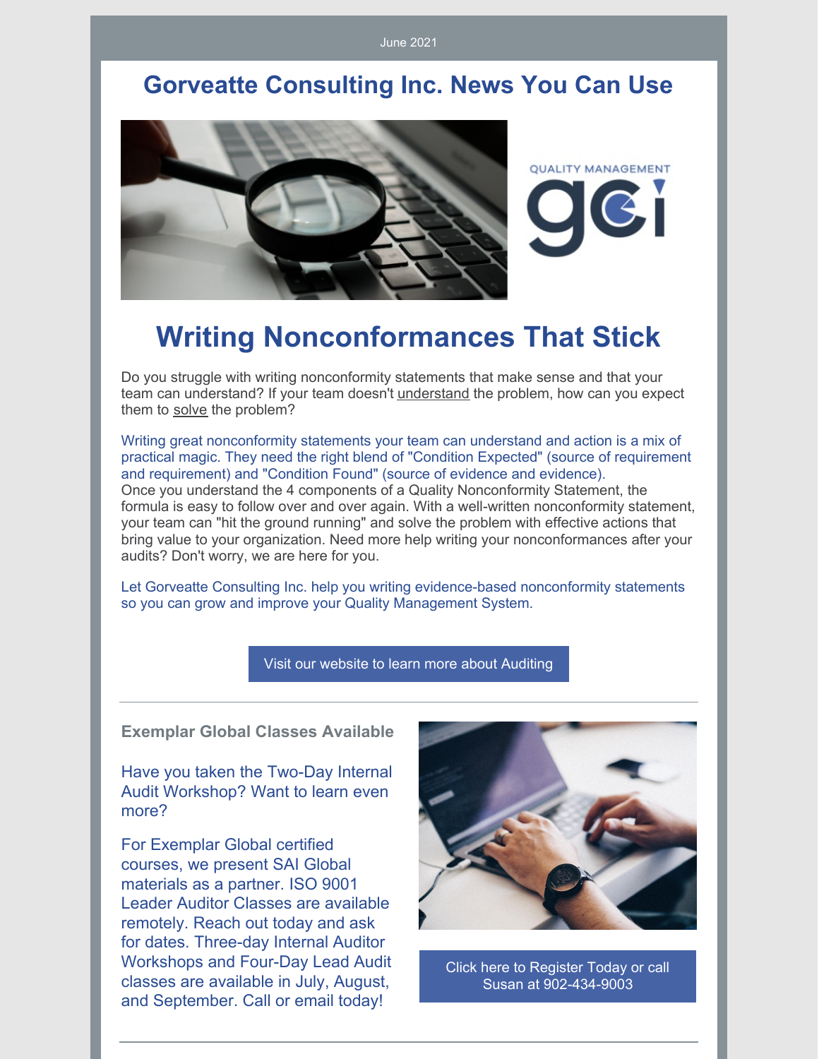June 2021

# Gorveatte Consulting Inc. News You Can Use

QUALITY MANAGEMENT

gci

# Writing Nonconformances That Stick

Do you struggle with writing nonconformity statements that make sense and that your team can understand? If your team doesn't understand the problem, how can you expect them to solve the problem?

Writing great nonconformity statements your team can understand and action is a mix of practical magic. They need the right blend of "Condition Expected" (source of requirement and requirement) and "Condition Found" (source of evidence and evidence).
Once you understand the 4 components of a Quality Nonconformity Statement, the formula is easy to follow over and over again. With a well-written nonconformity statement, your team can "hit the ground running" and solve the problem with effective actions that bring value to your organization. Need more help writing your nonconformances after your audits? Don't worry, we are here for you.

Let Gorveatte Consulting Inc. help you writing evidence-based nonconformity statements so you can grow and improve your Quality Management System.

Visit our website to learn more about Auditing

---

**Exemplar Global Classes Available**

Have you taken the Two-Day Internal Audit Workshop? Want to learn even more?

For Exemplar Global certified courses, we present SAI Global materials as a partner. ISO 9001 Leader Auditor Classes are available remotely. Reach out today and ask for dates. Three-day Internal Auditor Workshops and Four-Day Lead Audit classes are available in July, August, and September. Call or email today!

Click here to Register Today or call Susan at 902-434-9003

---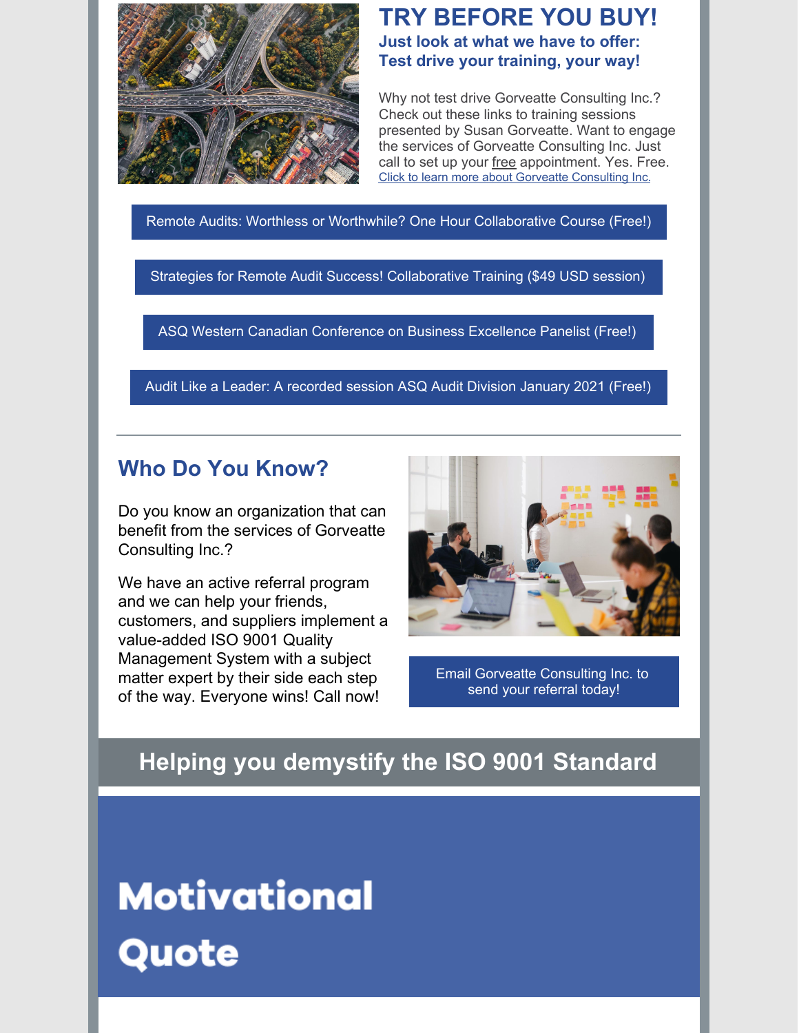# TRY BEFORE YOU BUY!

**Just look at what we have to offer: Test drive your training, your way!**

Why not test drive Gorveatte Consulting Inc.? Check out these links to training sessions presented by Susan Gorveatte. Want to engage the services of Gorveatte Consulting Inc. Just call to set up your free appointment. Yes. Free.
Click to learn more about Gorveatte Consulting Inc.

Remote Audits: Worthless or Worthwhile? One Hour Collaborative Course (Free!)

Strategies for Remote Audit Success! Collaborative Training ($49 USD session)

ASQ Western Canadian Conference on Business Excellence Panelist (Free!)

Audit Like a Leader: A recorded session ASQ Audit Division January 2021 (Free!)

---

## Who Do You Know?

Do you know an organization that can benefit from the services of Gorveatte Consulting Inc.?

We have an active referral program and we can help your friends, customers, and suppliers implement a value-added ISO 9001 Quality Management System with a subject matter expert by their side each step of the way. Everyone wins! Call now!

Email Gorveatte Consulting Inc. to send your referral today!

## Helping you demystify the ISO 9001 Standard

# Motivational Quote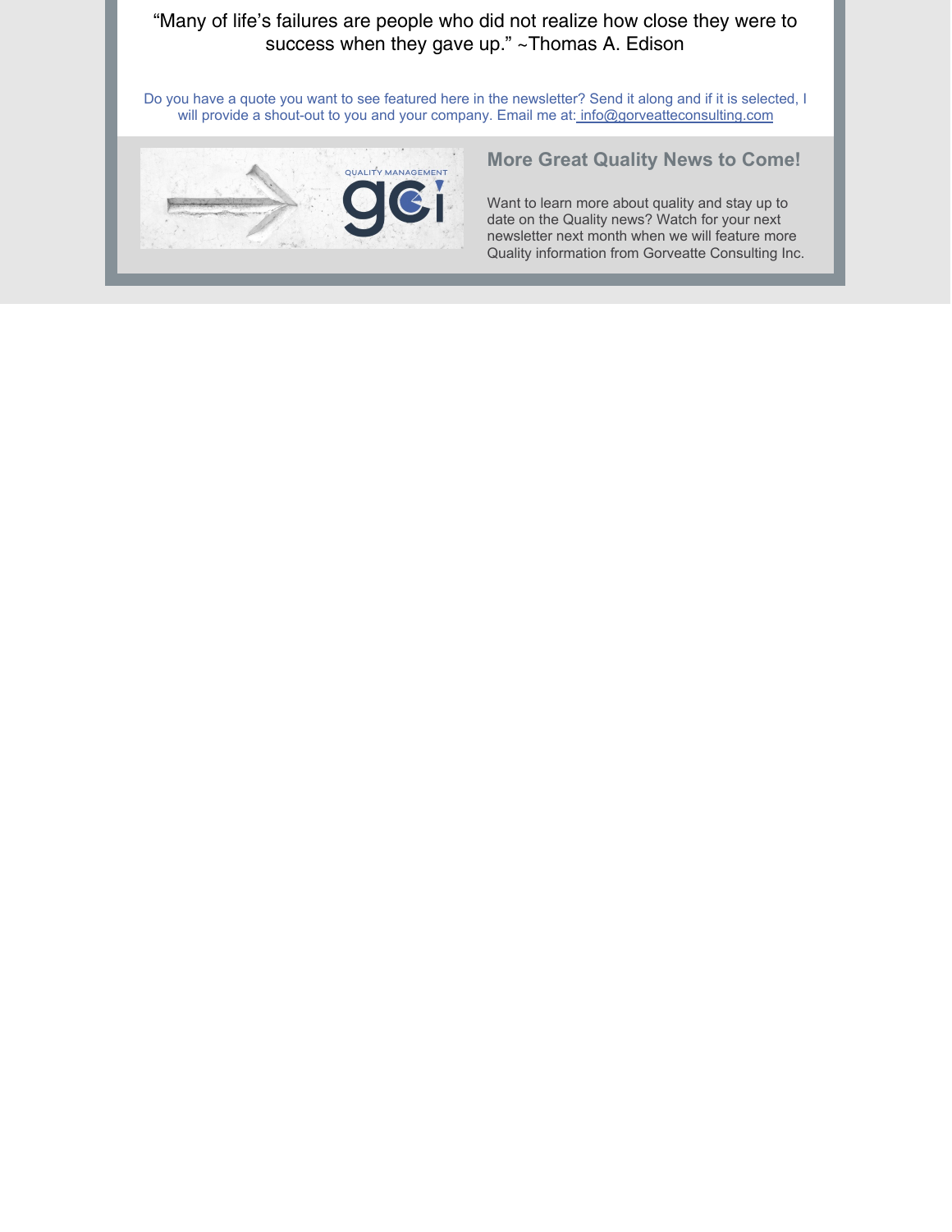“Many of life’s failures are people who did not realize how close they were to success when they gave up.” ~Thomas A. Edison

Do you have a quote you want to see featured here in the newsletter? Send it along and if it is selected, I will provide a shout-out to you and your company. Email me at: info@gorveatteconsulting.com

## More Great Quality News to Come!

Want to learn more about quality and stay up to date on the Quality news? Watch for your next newsletter next month when we will feature more Quality information from Gorveatte Consulting Inc.